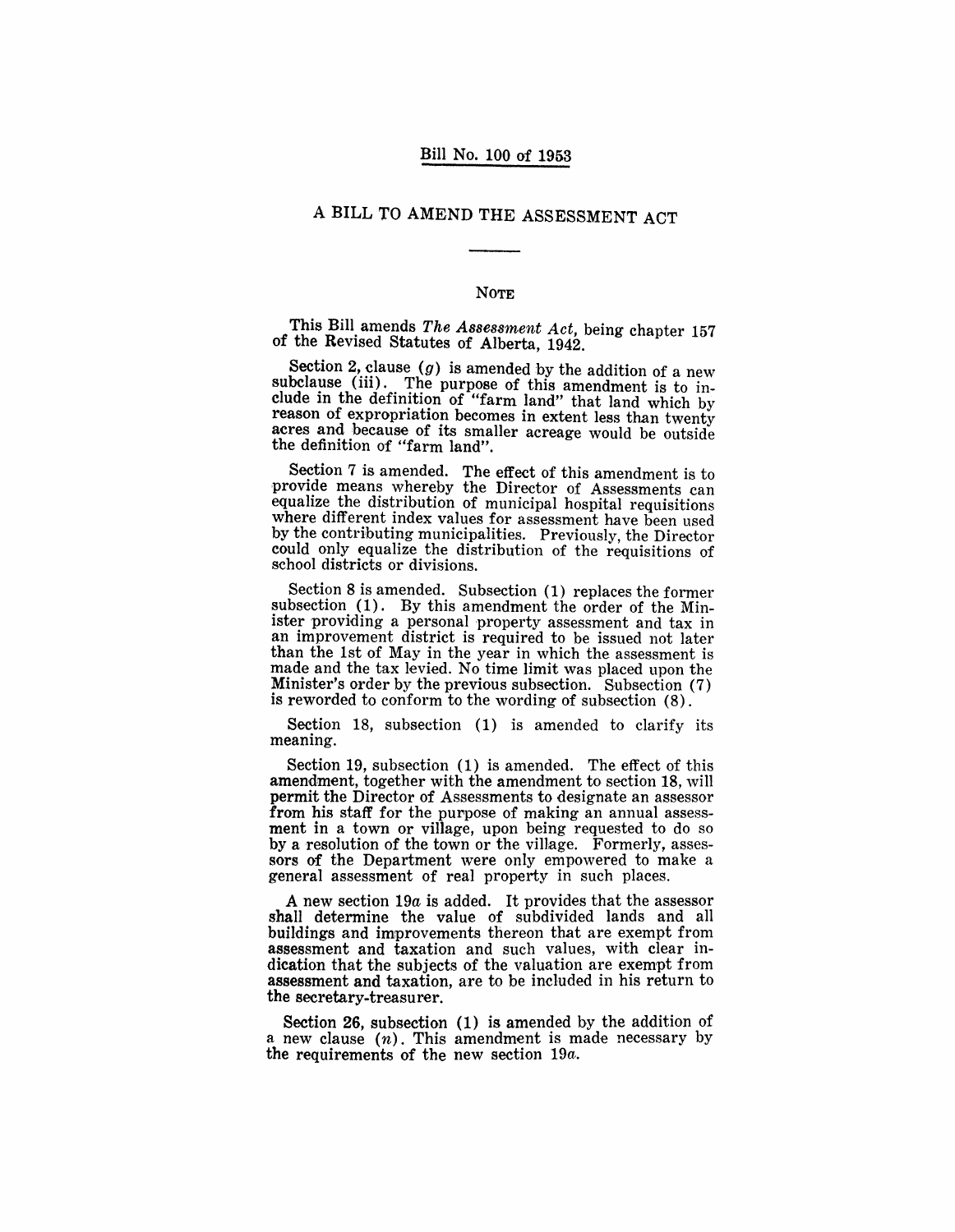# Bill No. 100 of 1953

## A BILL TO AMEND THE ASSESSMENT ACT

### NOTE

This Bill amends *The Assessment Act*, being chapter 157 of the Revised Statutes of Alberta, 1942.

Section 2, clause (*g*) is amended by the addition of a new subclause (iii). The purpose of this amendment is to include in the definition of "farm land" that land which by reason of expropriation becomes in extent less than twenty acres and because of its smaller acreage would be outside the definition of "farm land".

Section 7 is amended. The effect of this amendment is to provide means whereby the Director of Assessments can equalize the distribution of municipal hospital requisitions where different index values for assessment have been used by the contributing municipalities. Previously, the Director could only equalize the distribution of the requisitions of school districts or divisions.

Section 8 is amended. Subsection (1) replaces the former subsection (1). By this amendment the order of the Minister providing a personal property assessment and tax in an improvement district is required to be issued not later than the 1st of May in the year in which the assessment is made and the tax levied. No time limit was placed upon the Minister's order by the previous subsection. Subsection (7) is reworded to conform to the wording of subsection (8).

Section 18, subsection (1) is amended to clarify its meaning.

Section 19, subsection (1) is amended. The effect of this amendment, together with the amendment to section 18, will permit the Director of Assessments to designate an assessor from his staff for the purpose of making an annual assessment in a town or village, upon being requested to do so by a resolution of the town or the village. Formerly, assessors of the Department were only empowered to make a general assessment of real property in such places.

A new section 19*a* is added. It provides that the assessor shall determine the value of subdivided lands and all buildings and improvements thereon that are exempt from assessment and taxation and such values, with clear indication that the subjects of the valuation are exempt from assessment and taxation, are to be included in his return to the secretary-treasurer.

Section 26, subsection (1) is amended by the addition of a new clause (*n*). This amendment is made necessary by the requirements of the new section 19*a*.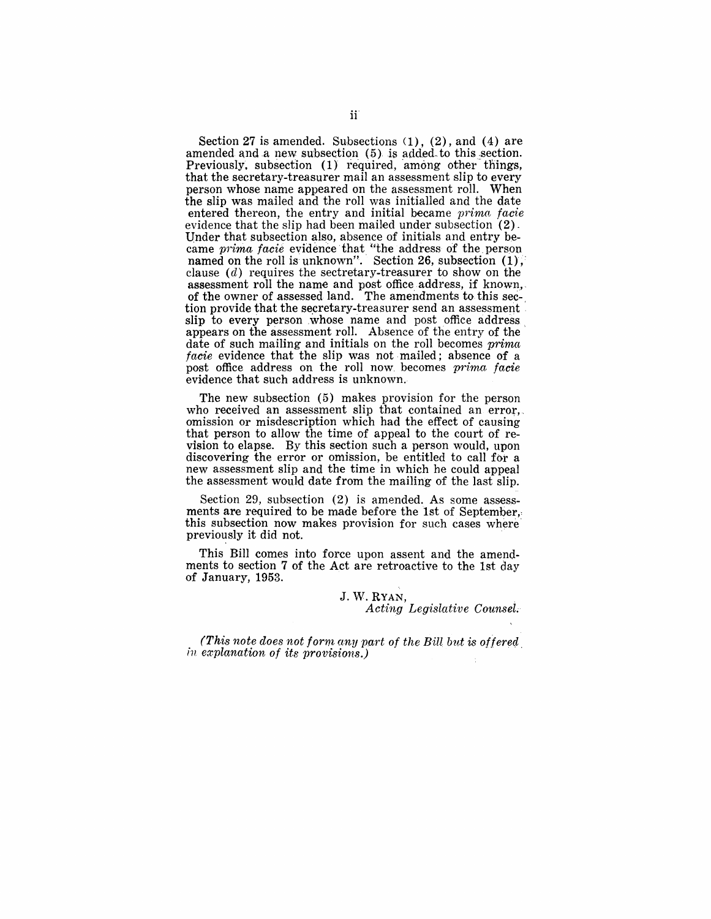Section 27 is amended. Subsections (1), (2), and (4) are amended and a new subsection (5) is added to this section. Previously, subsection (1) required, among other things, that the secretary-treasurer mail an assessment slip to every person whose name appeared on the assessment roll. When the slip was mailed and the roll was initialled and the date entered thereon, the entry and initial became *prima facie* evidence that the slip had been mailed under subsection (2). Under that subsection also, absence of initials and entry became *prima facie* evidence that "the address of the person named on the roll is unknown". Section 26, subsection (1), clause (*d*) requires the sectretary-treasurer to show on the assessment roll the name and post office address, if known, of the owner of assessed land. The amendments to this section provide that the secretary-treasurer send an assessment slip to every person whose name and post office address appears on the assessment roll. Absence of the entry of the date of such mailing and initials on the roll becomes *prima facie* evidence that the slip was not mailed; absence of a post office address on the roll now becomes *prima facie* evidence that such address is unknown.

The new subsection (5) makes provision for the person who received an assessment slip that contained an error, omission or misdescription which had the effect of causing that person to allow the time of appeal to the court of revision to elapse. By this section such a person would, upon discovering the error or omission, be entitled to call for a new assessment slip and the time in which he could appeal the assessment would date from the mailing of the last slip.

Section 29, subsection (2) is amended. As some assessments are required to be made before the 1st of September, this subsection now makes provision for such cases where previously it did not.

This Bill comes into force upon assent and the amendments to section 7 of the Act are retroactive to the 1st day of January, 1953.

J. W. RYAN,
*Acting Legislative Counsel.*

*(This note does not form any part of the Bill but is offered in explanation of its provisions.)*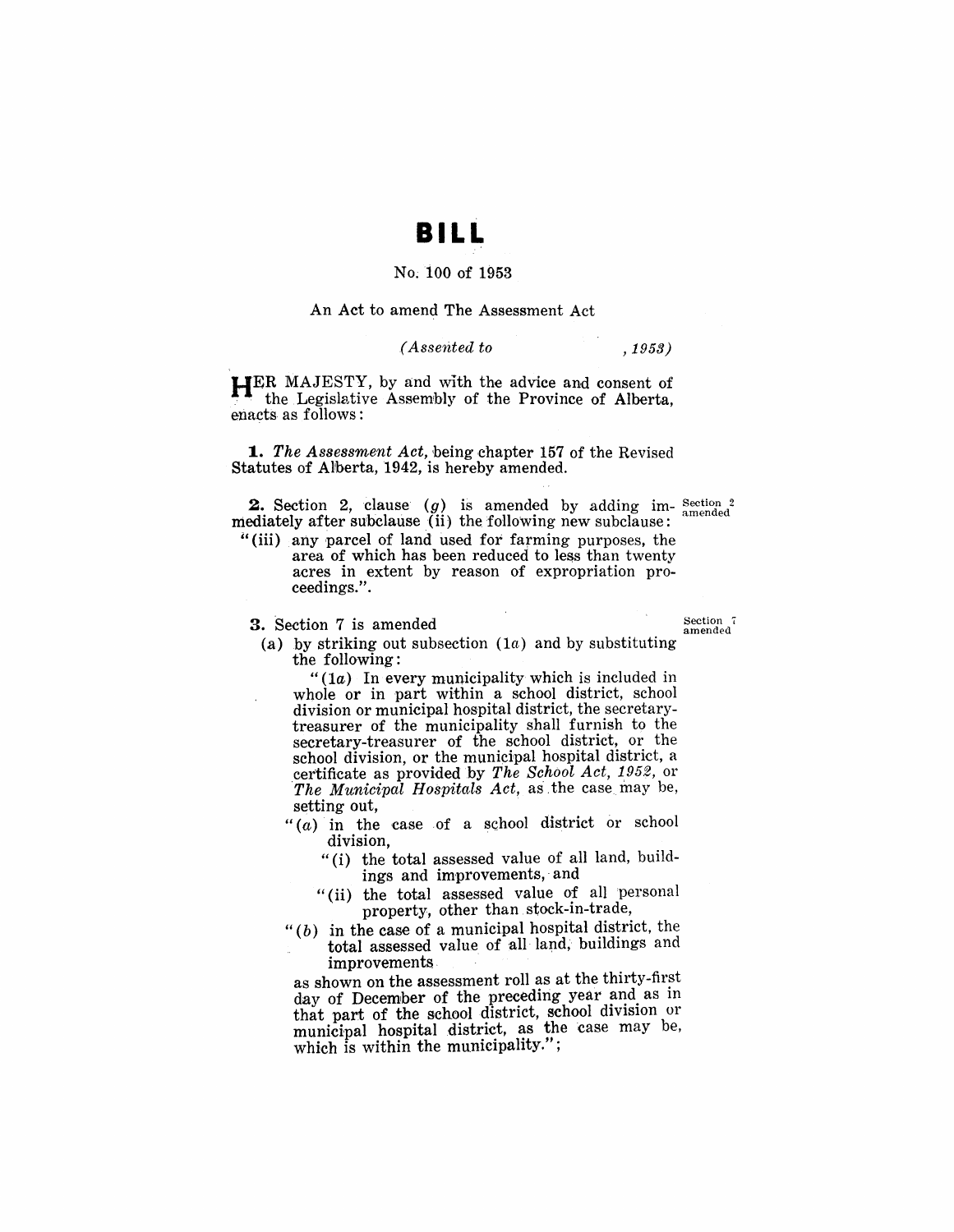# BILL

No. 100 of 1953

An Act to amend The Assessment Act

*(Assented to , 1953)*

HER MAJESTY, by and with the advice and consent of the Legislative Assembly of the Province of Alberta, enacts as follows:

**1.** *The Assessment Act*, being chapter 157 of the Revised Statutes of Alberta, 1942, is hereby amended.

**2.** Section 2, clause (*g*) is amended by adding immediately after subclause (ii) the following new subclause:

Section 2 amended

"(iii) any parcel of land used for farming purposes, the area of which has been reduced to less than twenty acres in extent by reason of expropriation proceedings.".

**3.** Section 7 is amended

Section 7 amended

(a) by striking out subsection (1*a*) and by substituting the following:

"(1*a*) In every municipality which is included in whole or in part within a school district, school division or municipal hospital district, the secretary-treasurer of the municipality shall furnish to the secretary-treasurer of the school district, or the school division, or the municipal hospital district, a certificate as provided by *The School Act, 1952*, or *The Municipal Hospitals Act*, as the case may be, setting out,

"(*a*) in the case of a school district or school division,

"(i) the total assessed value of all land, buildings and improvements, and

"(ii) the total assessed value of all personal property, other than stock-in-trade,

"(*b*) in the case of a municipal hospital district, the total assessed value of all land, buildings and improvements

as shown on the assessment roll as at the thirty-first day of December of the preceding year and as in that part of the school district, school division or municipal hospital district, as the case may be, which is within the municipality.";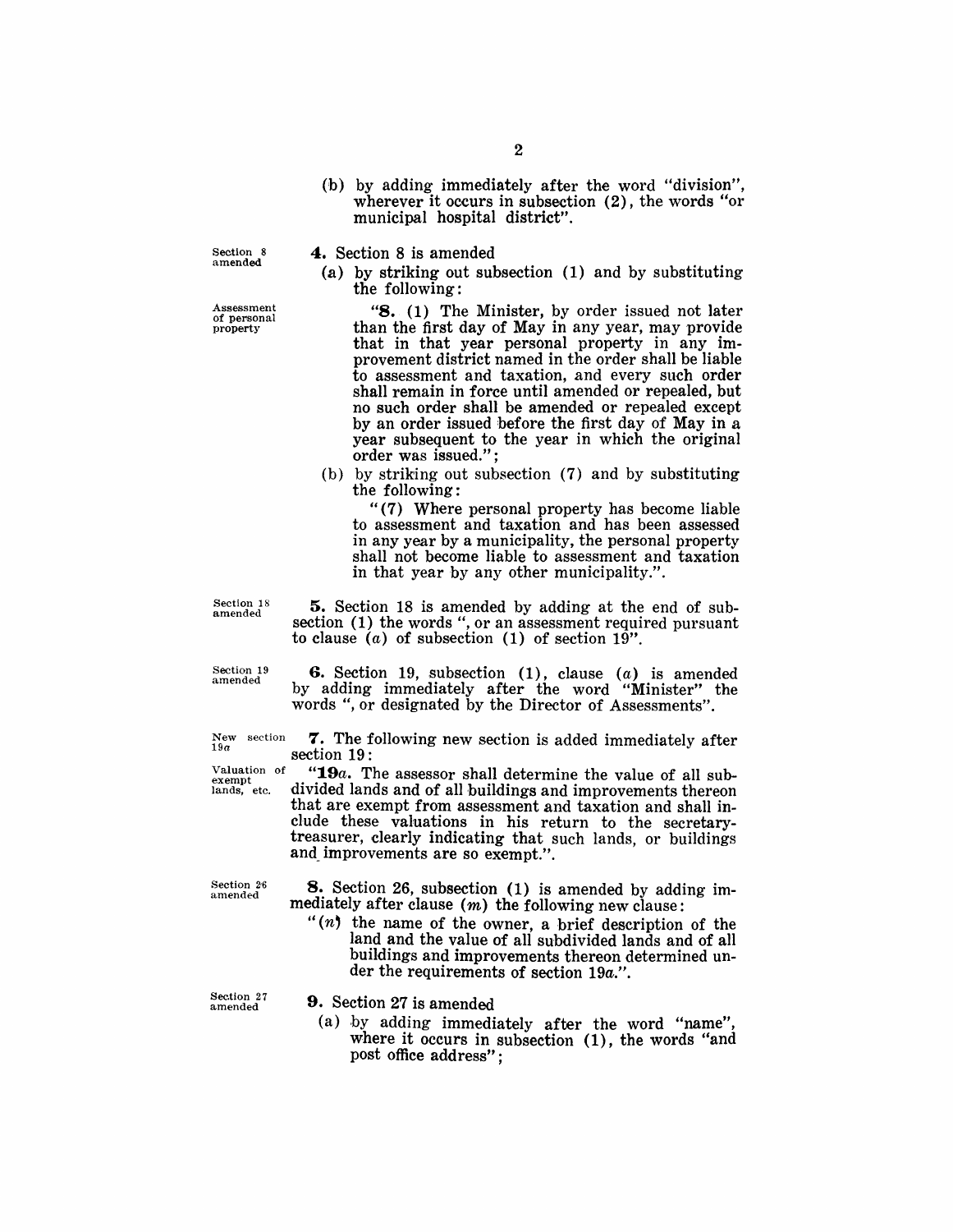(b) by adding immediately after the word "division", wherever it occurs in subsection (2), the words "or municipal hospital district".

Section 8 amended

**4.** Section 8 is amended

(a) by striking out subsection (1) and by substituting the following:

Assessment of personal property

"**8.** (1) The Minister, by order issued not later than the first day of May in any year, may provide that in that year personal property in any improvement district named in the order shall be liable to assessment and taxation, and every such order shall remain in force until amended or repealed, but no such order shall be amended or repealed except by an order issued before the first day of May in a year subsequent to the year in which the original order was issued.";

(b) by striking out subsection (7) and by substituting the following:

"(7) Where personal property has become liable to assessment and taxation and has been assessed in any year by a municipality, the personal property shall not become liable to assessment and taxation in that year by any other municipality.".

Section 18 amended

**5.** Section 18 is amended by adding at the end of subsection (1) the words ", or an assessment required pursuant to clause (*a*) of subsection (1) of section 19".

Section 19 amended

**6.** Section 19, subsection (1), clause (*a*) is amended by adding immediately after the word "Minister" the words ", or designated by the Director of Assessments".

New section 19*a*

**7.** The following new section is added immediately after section 19:

Valuation of exempt lands, etc.

"**19*a*.** The assessor shall determine the value of all subdivided lands and of all buildings and improvements thereon that are exempt from assessment and taxation and shall include these valuations in his return to the secretary-treasurer, clearly indicating that such lands, or buildings and improvements are so exempt.".

Section 26 amended

**8.** Section 26, subsection (1) is amended by adding immediately after clause (*m*) the following new clause:

"(*n*) the name of the owner, a brief description of the land and the value of all subdivided lands and of all buildings and improvements thereon determined under the requirements of section 19*a*.".

Section 27 amended

**9.** Section 27 is amended

(a) by adding immediately after the word "name", where it occurs in subsection (1), the words "and post office address";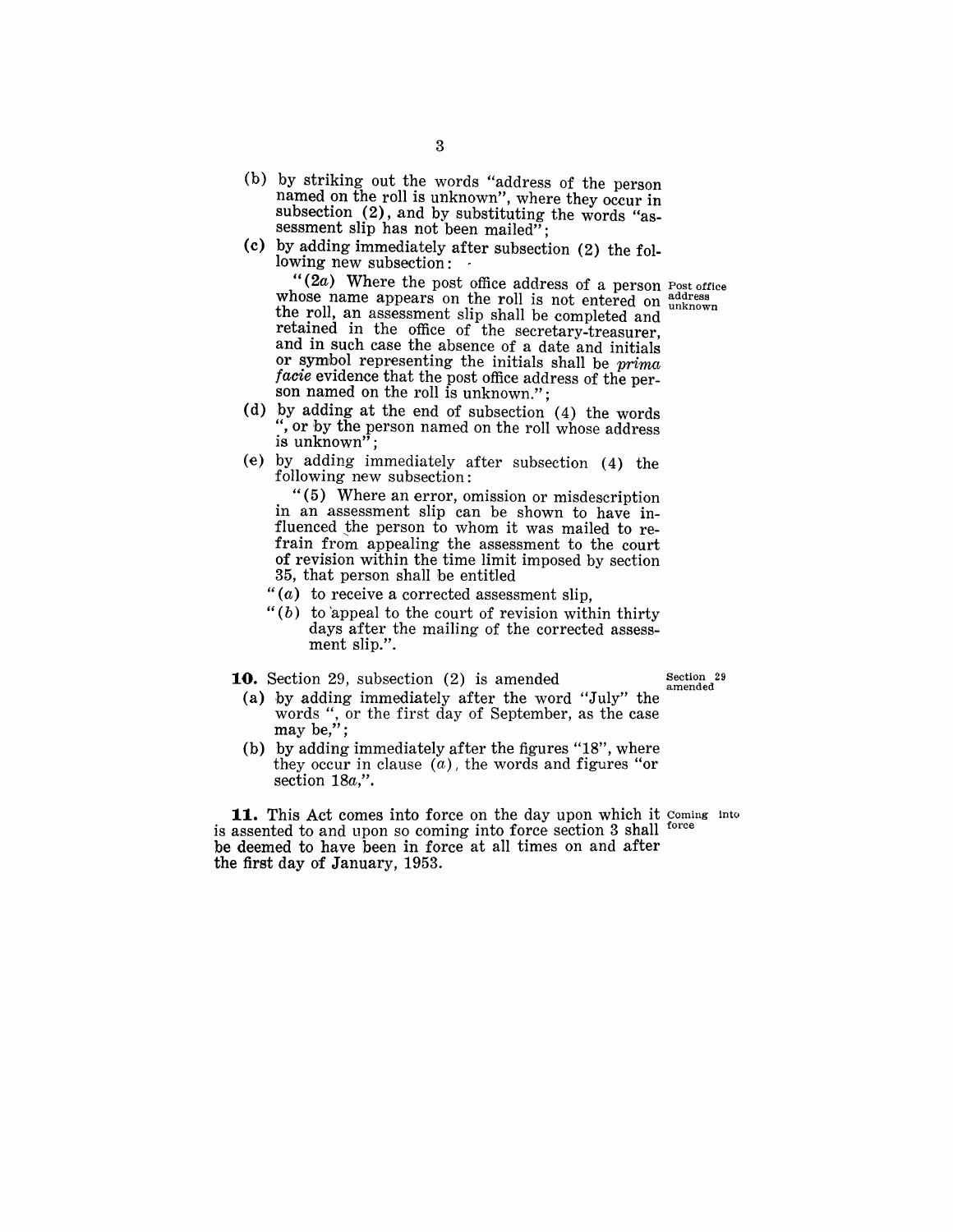(b) by striking out the words "address of the person named on the roll is unknown", where they occur in subsection (2), and by substituting the words "assessment slip has not been mailed";

(c) by adding immediately after subsection (2) the following new subsection:

"(2*a*) Where the post office address of a person whose name appears on the roll is not entered on the roll, an assessment slip shall be completed and retained in the office of the secretary-treasurer, and in such case the absence of a date and initials or symbol representing the initials shall be *prima facie* evidence that the post office address of the person named on the roll is unknown."; *Post office address unknown*

(d) by adding at the end of subsection (4) the words ", or by the person named on the roll whose address is unknown";

(e) by adding immediately after subsection (4) the following new subsection:

"(5) Where an error, omission or misdescription in an assessment slip can be shown to have influenced the person to whom it was mailed to refrain from appealing the assessment to the court of revision within the time limit imposed by section 35, that person shall be entitled

"(*a*) to receive a corrected assessment slip,

"(*b*) to appeal to the court of revision within thirty days after the mailing of the corrected assessment slip.".

**10.** Section 29, subsection (2) is amended *Section 29 amended*

(a) by adding immediately after the word "July" the words ", or the first day of September, as the case may be,";

(b) by adding immediately after the figures "18", where they occur in clause (*a*), the words and figures "or section 18*a*,".

**11.** This Act comes into force on the day upon which it is assented to and upon so coming into force section 3 shall be deemed to have been in force at all times on and after the first day of January, 1953. *Coming into force*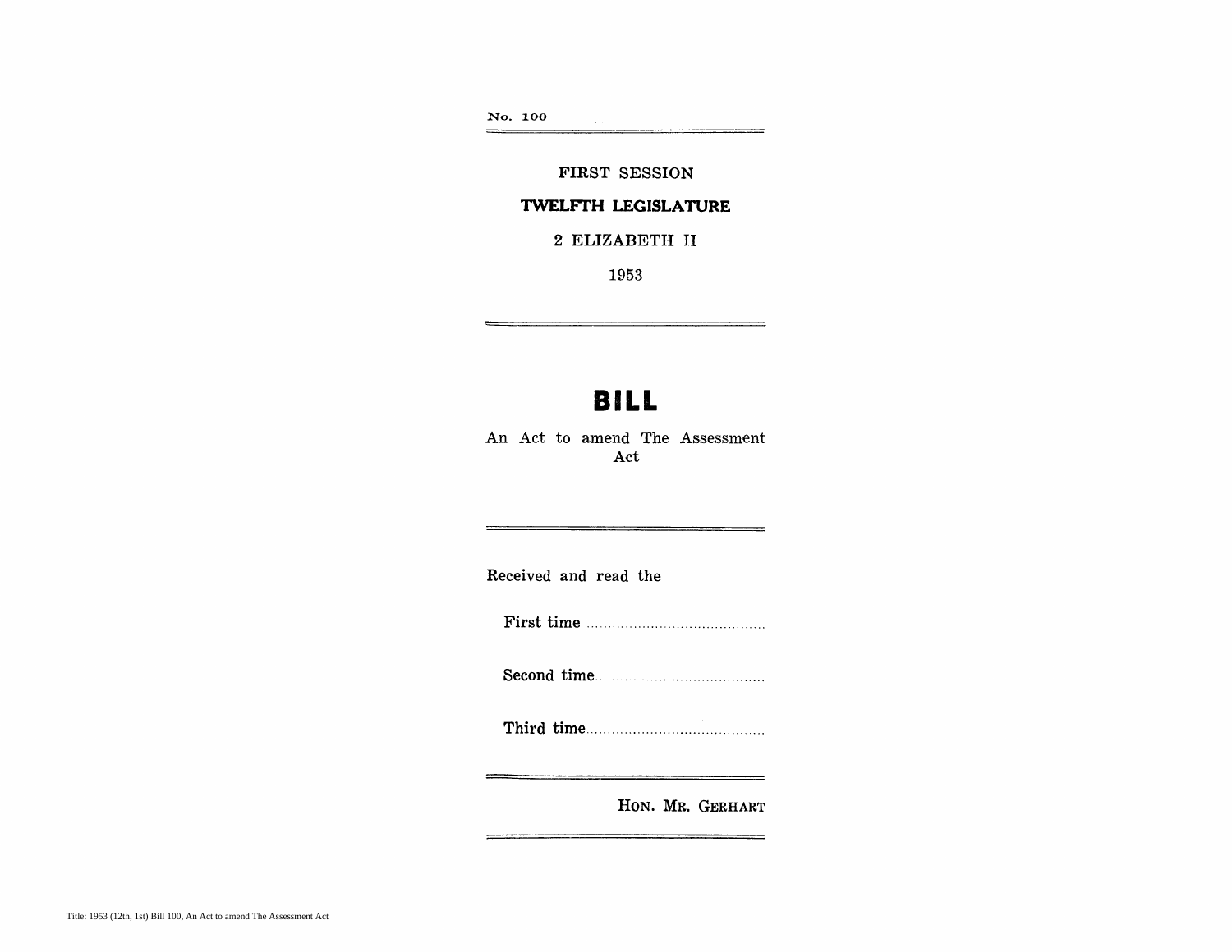No. 100

FIRST SESSION

**TWELFTH LEGISLATURE**

2 ELIZABETH II

1953

# BILL

An Act to amend The Assessment Act

Received and read the

First time ..........................................

Second time........................................

Third time..........................................

HON. MR. GERHART

Title: 1953 (12th, 1st) Bill 100, An Act to amend The Assessment Act